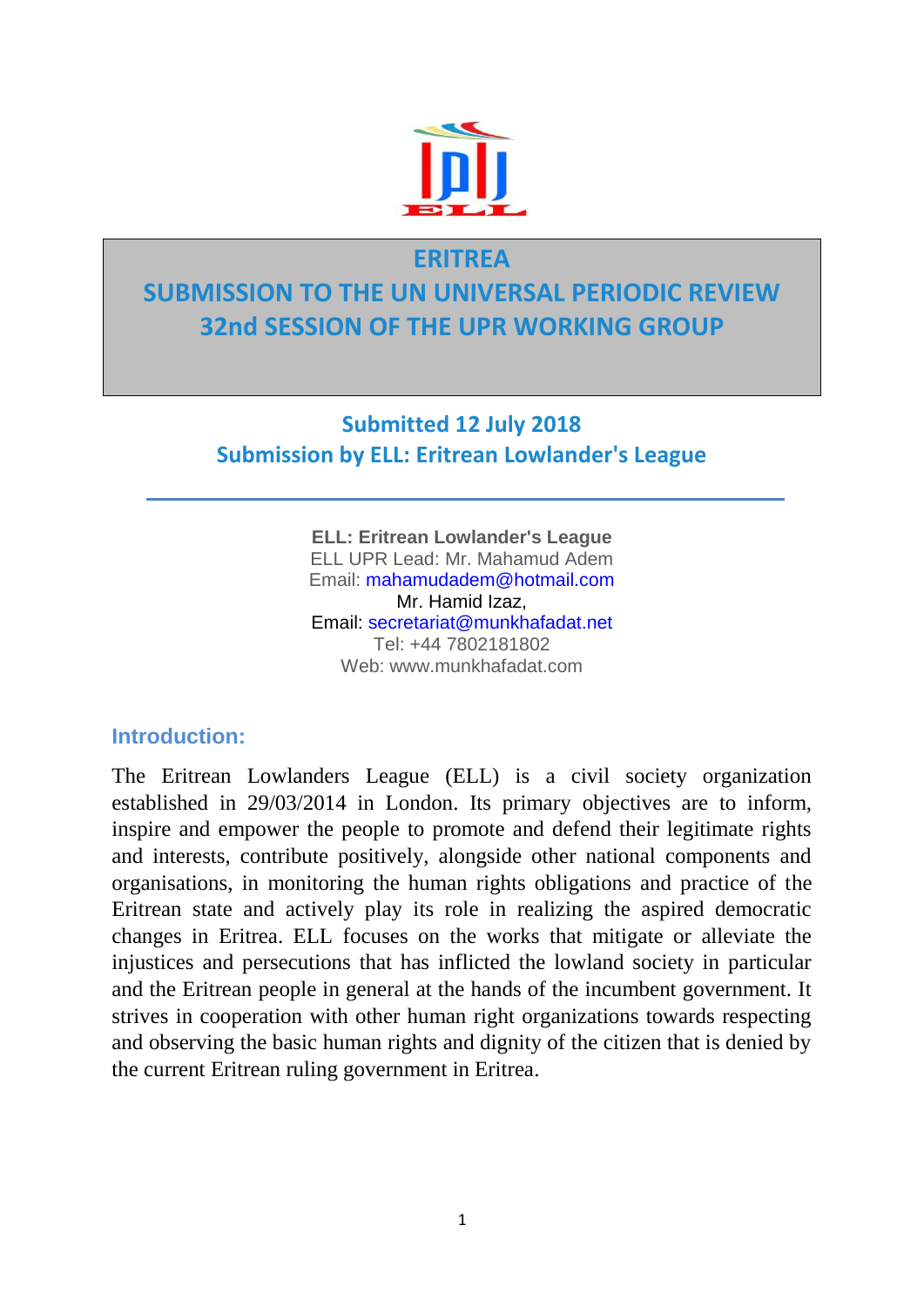# ERITREA

# SUBMISSION TO THE UN UNIVERSAL PERIODIC REVIEW 32nd SESSION OF THE UPR WORKING GROUP

### Submitted 12 July 2018

### Submission by ELL: Eritrean Lowlander's League

---

**ELL: Eritrean Lowlander's League**
ELL UPR Lead: Mr. Mahamud Adem
Email: mahamudadem@hotmail.com
Mr. Hamid Izaz,
Email: secretariat@munkhafadat.net
Tel: +44 7802181802
Web: www.munkhafadat.com

## Introduction:

The Eritrean Lowlanders League (ELL) is a civil society organization established in 29/03/2014 in London. Its primary objectives are to inform, inspire and empower the people to promote and defend their legitimate rights and interests, contribute positively, alongside other national components and organisations, in monitoring the human rights obligations and practice of the Eritrean state and actively play its role in realizing the aspired democratic changes in Eritrea. ELL focuses on the works that mitigate or alleviate the injustices and persecutions that has inflicted the lowland society in particular and the Eritrean people in general at the hands of the incumbent government. It strives in cooperation with other human right organizations towards respecting and observing the basic human rights and dignity of the citizen that is denied by the current Eritrean ruling government in Eritrea.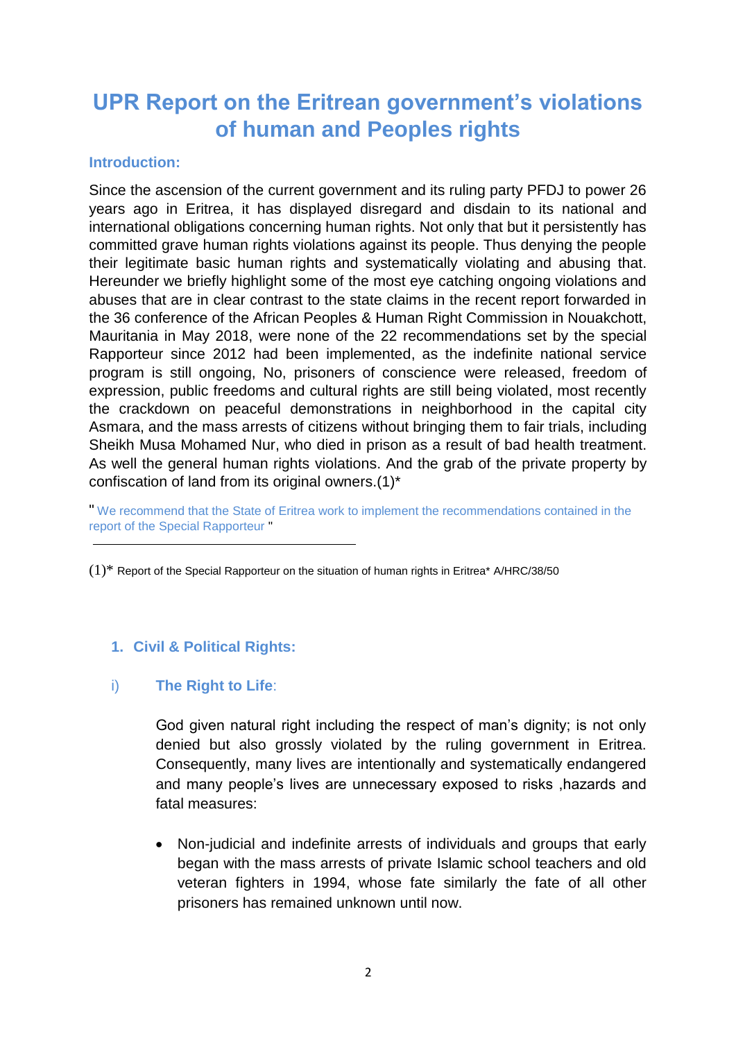# UPR Report on the Eritrean government's violations of human and Peoples rights

### Introduction:

Since the ascension of the current government and its ruling party PFDJ to power 26 years ago in Eritrea, it has displayed disregard and disdain to its national and international obligations concerning human rights. Not only that but it persistently has committed grave human rights violations against its people. Thus denying the people their legitimate basic human rights and systematically violating and abusing that. Hereunder we briefly highlight some of the most eye catching ongoing violations and abuses that are in clear contrast to the state claims in the recent report forwarded in the 36 conference of the African Peoples & Human Right Commission in Nouakchott, Mauritania in May 2018, were none of the 22 recommendations set by the special Rapporteur since 2012 had been implemented, as the indefinite national service program is still ongoing, No, prisoners of conscience were released, freedom of expression, public freedoms and cultural rights are still being violated, most recently the crackdown on peaceful demonstrations in neighborhood in the capital city Asmara, and the mass arrests of citizens without bringing them to fair trials, including Sheikh Musa Mohamed Nur, who died in prison as a result of bad health treatment. As well the general human rights violations. And the grab of the private property by confiscation of land from its original owners.(1)*

" We recommend that the State of Eritrea work to implement the recommendations contained in the report of the Special Rapporteur "

---

(1)* Report of the Special Rapporteur on the situation of human rights in Eritrea* A/HRC/38/50

## 1. Civil & Political Rights:

### i) The Right to Life:

God given natural right including the respect of man's dignity; is not only denied but also grossly violated by the ruling government in Eritrea. Consequently, many lives are intentionally and systematically endangered and many people's lives are unnecessary exposed to risks ,hazards and fatal measures:

- Non-judicial and indefinite arrests of individuals and groups that early began with the mass arrests of private Islamic school teachers and old veteran fighters in 1994, whose fate similarly the fate of all other prisoners has remained unknown until now.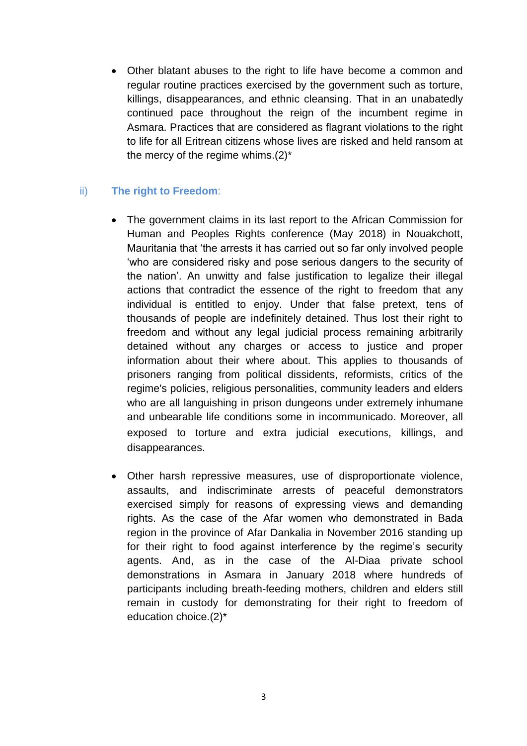- Other blatant abuses to the right to life have become a common and regular routine practices exercised by the government such as torture, killings, disappearances, and ethnic cleansing. That in an unabatedly continued pace throughout the reign of the incumbent regime in Asmara. Practices that are considered as flagrant violations to the right to life for all Eritrean citizens whose lives are risked and held ransom at the mercy of the regime whims.(2)*

### ii) The right to Freedom:

- The government claims in its last report to the African Commission for Human and Peoples Rights conference (May 2018) in Nouakchott, Mauritania that 'the arrests it has carried out so far only involved people 'who are considered risky and pose serious dangers to the security of the nation'. An unwitty and false justification to legalize their illegal actions that contradict the essence of the right to freedom that any individual is entitled to enjoy. Under that false pretext, tens of thousands of people are indefinitely detained. Thus lost their right to freedom and without any legal judicial process remaining arbitrarily detained without any charges or access to justice and proper information about their where about. This applies to thousands of prisoners ranging from political dissidents, reformists, critics of the regime's policies, religious personalities, community leaders and elders who are all languishing in prison dungeons under extremely inhumane and unbearable life conditions some in incommunicado. Moreover, all exposed to torture and extra judicial executions, killings, and disappearances.

- Other harsh repressive measures, use of disproportionate violence, assaults, and indiscriminate arrests of peaceful demonstrators exercised simply for reasons of expressing views and demanding rights. As the case of the Afar women who demonstrated in Bada region in the province of Afar Dankalia in November 2016 standing up for their right to food against interference by the regime's security agents. And, as in the case of the Al-Diaa private school demonstrations in Asmara in January 2018 where hundreds of participants including breath-feeding mothers, children and elders still remain in custody for demonstrating for their right to freedom of education choice.(2)*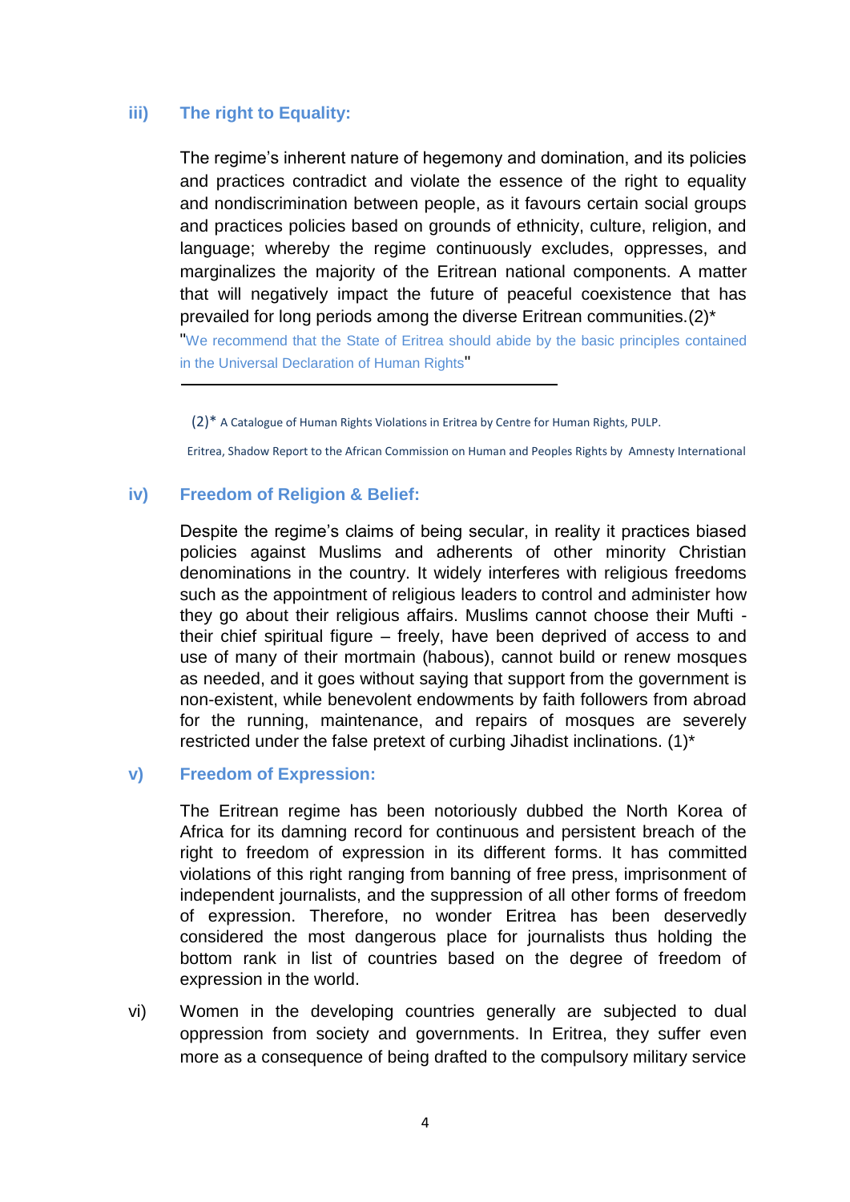### iii) The right to Equality:

The regime's inherent nature of hegemony and domination, and its policies and practices contradict and violate the essence of the right to equality and nondiscrimination between people, as it favours certain social groups and practices policies based on grounds of ethnicity, culture, religion, and language; whereby the regime continuously excludes, oppresses, and marginalizes the majority of the Eritrean national components. A matter that will negatively impact the future of peaceful coexistence that has prevailed for long periods among the diverse Eritrean communities.(2)*

"We recommend that the State of Eritrea should abide by the basic principles contained in the Universal Declaration of Human Rights"

---

(2)* A Catalogue of Human Rights Violations in Eritrea by Centre for Human Rights, PULP.

Eritrea, Shadow Report to the African Commission on Human and Peoples Rights by Amnesty International

### iv) Freedom of Religion & Belief:

Despite the regime's claims of being secular, in reality it practices biased policies against Muslims and adherents of other minority Christian denominations in the country. It widely interferes with religious freedoms such as the appointment of religious leaders to control and administer how they go about their religious affairs. Muslims cannot choose their Mufti - their chief spiritual figure – freely, have been deprived of access to and use of many of their mortmain (habous), cannot build or renew mosques as needed, and it goes without saying that support from the government is non-existent, while benevolent endowments by faith followers from abroad for the running, maintenance, and repairs of mosques are severely restricted under the false pretext of curbing Jihadist inclinations. (1)*

### v) Freedom of Expression:

The Eritrean regime has been notoriously dubbed the North Korea of Africa for its damning record for continuous and persistent breach of the right to freedom of expression in its different forms. It has committed violations of this right ranging from banning of free press, imprisonment of independent journalists, and the suppression of all other forms of freedom of expression. Therefore, no wonder Eritrea has been deservedly considered the most dangerous place for journalists thus holding the bottom rank in list of countries based on the degree of freedom of expression in the world.

vi) Women in the developing countries generally are subjected to dual oppression from society and governments. In Eritrea, they suffer even more as a consequence of being drafted to the compulsory military service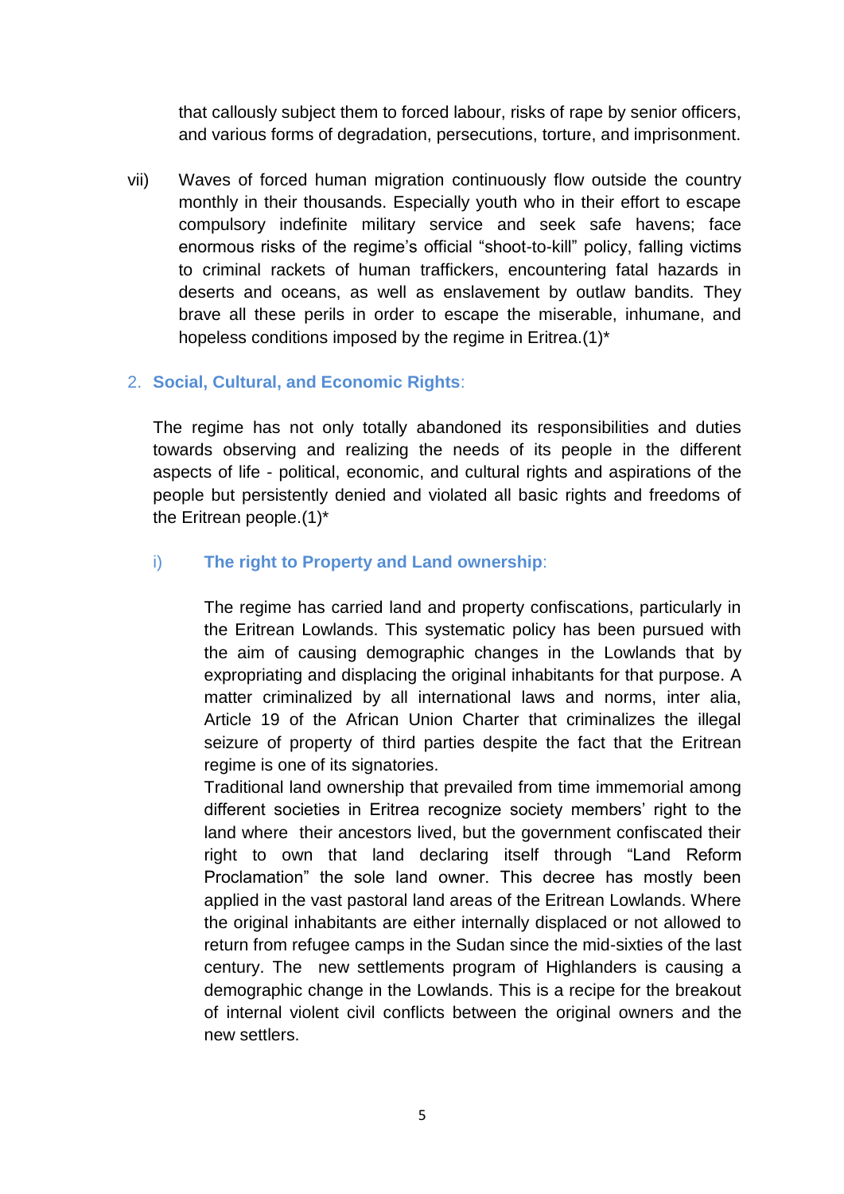that callously subject them to forced labour, risks of rape by senior officers, and various forms of degradation, persecutions, torture, and imprisonment.

vii) Waves of forced human migration continuously flow outside the country monthly in their thousands. Especially youth who in their effort to escape compulsory indefinite military service and seek safe havens; face enormous risks of the regime's official "shoot-to-kill" policy, falling victims to criminal rackets of human traffickers, encountering fatal hazards in deserts and oceans, as well as enslavement by outlaw bandits. They brave all these perils in order to escape the miserable, inhumane, and hopeless conditions imposed by the regime in Eritrea.(1)*

## 2. **Social, Cultural, and Economic Rights**:

The regime has not only totally abandoned its responsibilities and duties towards observing and realizing the needs of its people in the different aspects of life - political, economic, and cultural rights and aspirations of the people but persistently denied and violated all basic rights and freedoms of the Eritrean people.(1)*

### i) **The right to Property and Land ownership**:

The regime has carried land and property confiscations, particularly in the Eritrean Lowlands. This systematic policy has been pursued with the aim of causing demographic changes in the Lowlands that by expropriating and displacing the original inhabitants for that purpose. A matter criminalized by all international laws and norms, inter alia, Article 19 of the African Union Charter that criminalizes the illegal seizure of property of third parties despite the fact that the Eritrean regime is one of its signatories.

Traditional land ownership that prevailed from time immemorial among different societies in Eritrea recognize society members' right to the land where their ancestors lived, but the government confiscated their right to own that land declaring itself through "Land Reform Proclamation" the sole land owner. This decree has mostly been applied in the vast pastoral land areas of the Eritrean Lowlands. Where the original inhabitants are either internally displaced or not allowed to return from refugee camps in the Sudan since the mid-sixties of the last century. The new settlements program of Highlanders is causing a demographic change in the Lowlands. This is a recipe for the breakout of internal violent civil conflicts between the original owners and the new settlers.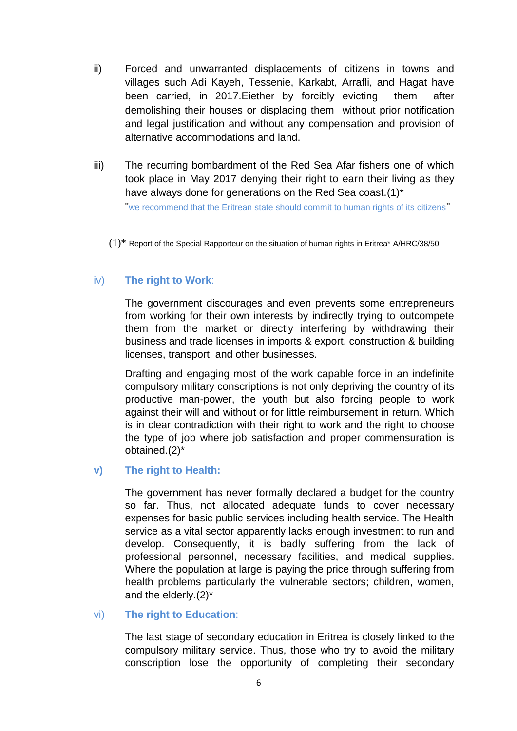ii) Forced and unwarranted displacements of citizens in towns and villages such Adi Kayeh, Tessenie, Karkabt, Arrafli, and Hagat have been carried, in 2017.Eiether by forcibly evicting them after demolishing their houses or displacing them without prior notification and legal justification and without any compensation and provision of alternative accommodations and land.

iii) The recurring bombardment of the Red Sea Afar fishers one of which took place in May 2017 denying their right to earn their living as they have always done for generations on the Red Sea coast.(1)*

"we recommend that the Eritrean state should commit to human rights of its citizens"

---

(1)* Report of the Special Rapporteur on the situation of human rights in Eritrea* A/HRC/38/50

iv) **The right to Work**:

The government discourages and even prevents some entrepreneurs from working for their own interests by indirectly trying to outcompete them from the market or directly interfering by withdrawing their business and trade licenses in imports & export, construction & building licenses, transport, and other businesses.

Drafting and engaging most of the work capable force in an indefinite compulsory military conscriptions is not only depriving the country of its productive man-power, the youth but also forcing people to work against their will and without or for little reimbursement in return. Which is in clear contradiction with their right to work and the right to choose the type of job where job satisfaction and proper commensuration is obtained.(2)*

**v) The right to Health:**

The government has never formally declared a budget for the country so far. Thus, not allocated adequate funds to cover necessary expenses for basic public services including health service. The Health service as a vital sector apparently lacks enough investment to run and develop. Consequently, it is badly suffering from the lack of professional personnel, necessary facilities, and medical supplies. Where the population at large is paying the price through suffering from health problems particularly the vulnerable sectors; children, women, and the elderly.(2)*

vi) **The right to Education**:

The last stage of secondary education in Eritrea is closely linked to the compulsory military service. Thus, those who try to avoid the military conscription lose the opportunity of completing their secondary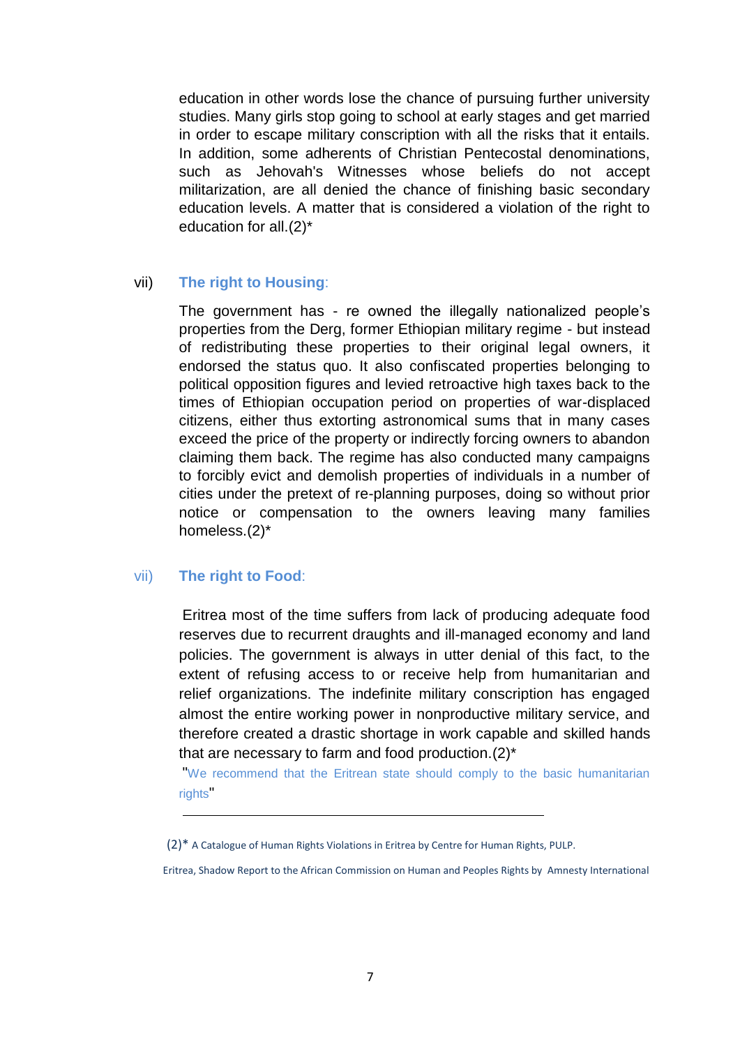education in other words lose the chance of pursuing further university studies. Many girls stop going to school at early stages and get married in order to escape military conscription with all the risks that it entails. In addition, some adherents of Christian Pentecostal denominations, such as Jehovah's Witnesses whose beliefs do not accept militarization, are all denied the chance of finishing basic secondary education levels. A matter that is considered a violation of the right to education for all.(2)*

vii) **The right to Housing**:

The government has - re owned the illegally nationalized people's properties from the Derg, former Ethiopian military regime - but instead of redistributing these properties to their original legal owners, it endorsed the status quo. It also confiscated properties belonging to political opposition figures and levied retroactive high taxes back to the times of Ethiopian occupation period on properties of war-displaced citizens, either thus extorting astronomical sums that in many cases exceed the price of the property or indirectly forcing owners to abandon claiming them back. The regime has also conducted many campaigns to forcibly evict and demolish properties of individuals in a number of cities under the pretext of re-planning purposes, doing so without prior notice or compensation to the owners leaving many families homeless.(2)*

vii) **The right to Food**:

Eritrea most of the time suffers from lack of producing adequate food reserves due to recurrent draughts and ill-managed economy and land policies. The government is always in utter denial of this fact, to the extent of refusing access to or receive help from humanitarian and relief organizations. The indefinite military conscription has engaged almost the entire working power in nonproductive military service, and therefore created a drastic shortage in work capable and skilled hands that are necessary to farm and food production.(2)*

"We recommend that the Eritrean state should comply to the basic humanitarian rights"

---

(2)* A Catalogue of Human Rights Violations in Eritrea by Centre for Human Rights, PULP.

Eritrea, Shadow Report to the African Commission on Human and Peoples Rights by Amnesty International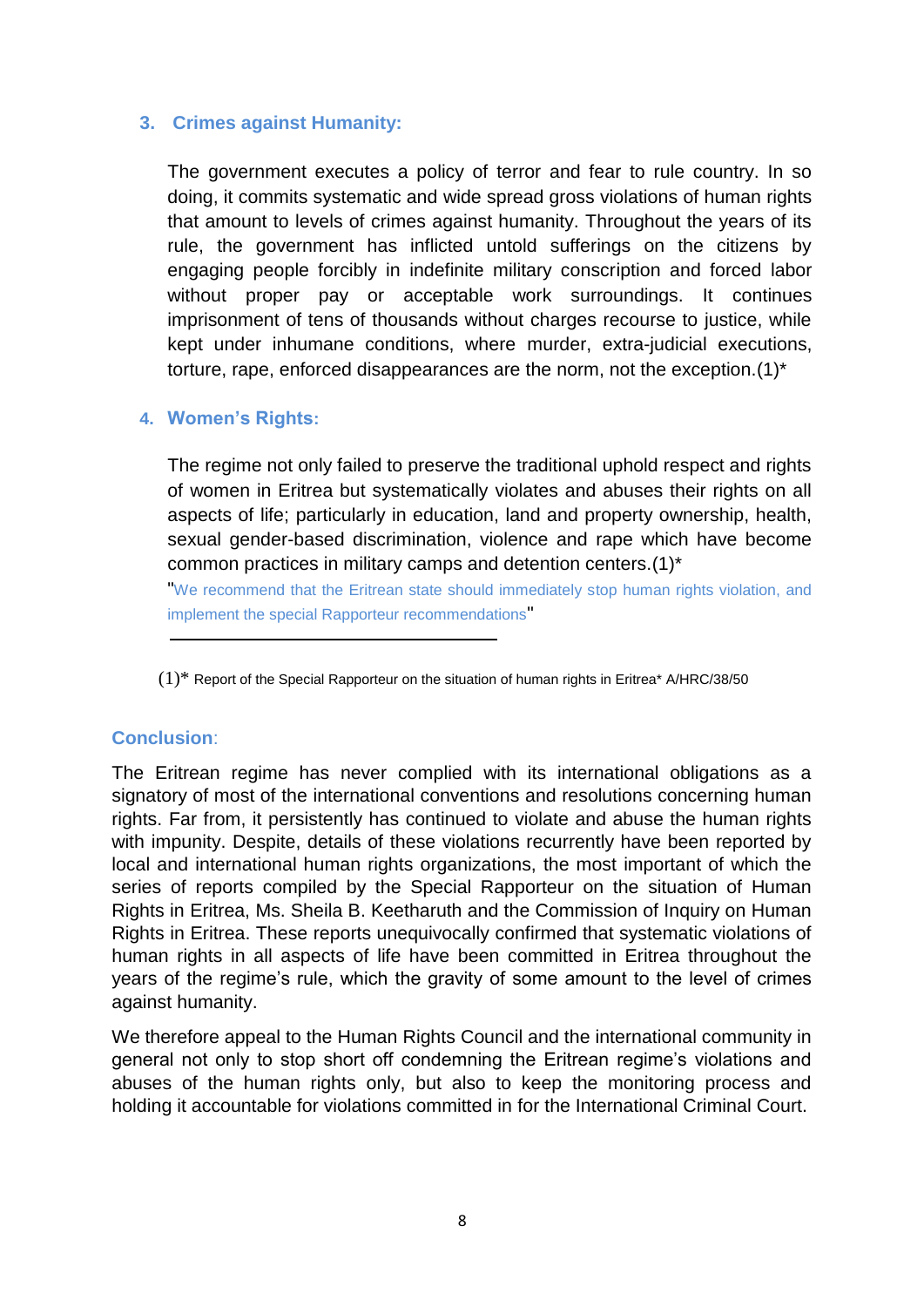### 3. Crimes against Humanity:

The government executes a policy of terror and fear to rule country. In so doing, it commits systematic and wide spread gross violations of human rights that amount to levels of crimes against humanity. Throughout the years of its rule, the government has inflicted untold sufferings on the citizens by engaging people forcibly in indefinite military conscription and forced labor without proper pay or acceptable work surroundings. It continues imprisonment of tens of thousands without charges recourse to justice, while kept under inhumane conditions, where murder, extra-judicial executions, torture, rape, enforced disappearances are the norm, not the exception.(1)*

### 4. Women's Rights:

The regime not only failed to preserve the traditional uphold respect and rights of women in Eritrea but systematically violates and abuses their rights on all aspects of life; particularly in education, land and property ownership, health, sexual gender-based discrimination, violence and rape which have become common practices in military camps and detention centers.(1)*

"We recommend that the Eritrean state should immediately stop human rights violation, and implement the special Rapporteur recommendations"

---

(1)* Report of the Special Rapporteur on the situation of human rights in Eritrea* A/HRC/38/50

## Conclusion:

The Eritrean regime has never complied with its international obligations as a signatory of most of the international conventions and resolutions concerning human rights. Far from, it persistently has continued to violate and abuse the human rights with impunity. Despite, details of these violations recurrently have been reported by local and international human rights organizations, the most important of which the series of reports compiled by the Special Rapporteur on the situation of Human Rights in Eritrea, Ms. Sheila B. Keetharuth and the Commission of Inquiry on Human Rights in Eritrea. These reports unequivocally confirmed that systematic violations of human rights in all aspects of life have been committed in Eritrea throughout the years of the regime's rule, which the gravity of some amount to the level of crimes against humanity.

We therefore appeal to the Human Rights Council and the international community in general not only to stop short off condemning the Eritrean regime's violations and abuses of the human rights only, but also to keep the monitoring process and holding it accountable for violations committed in for the International Criminal Court.